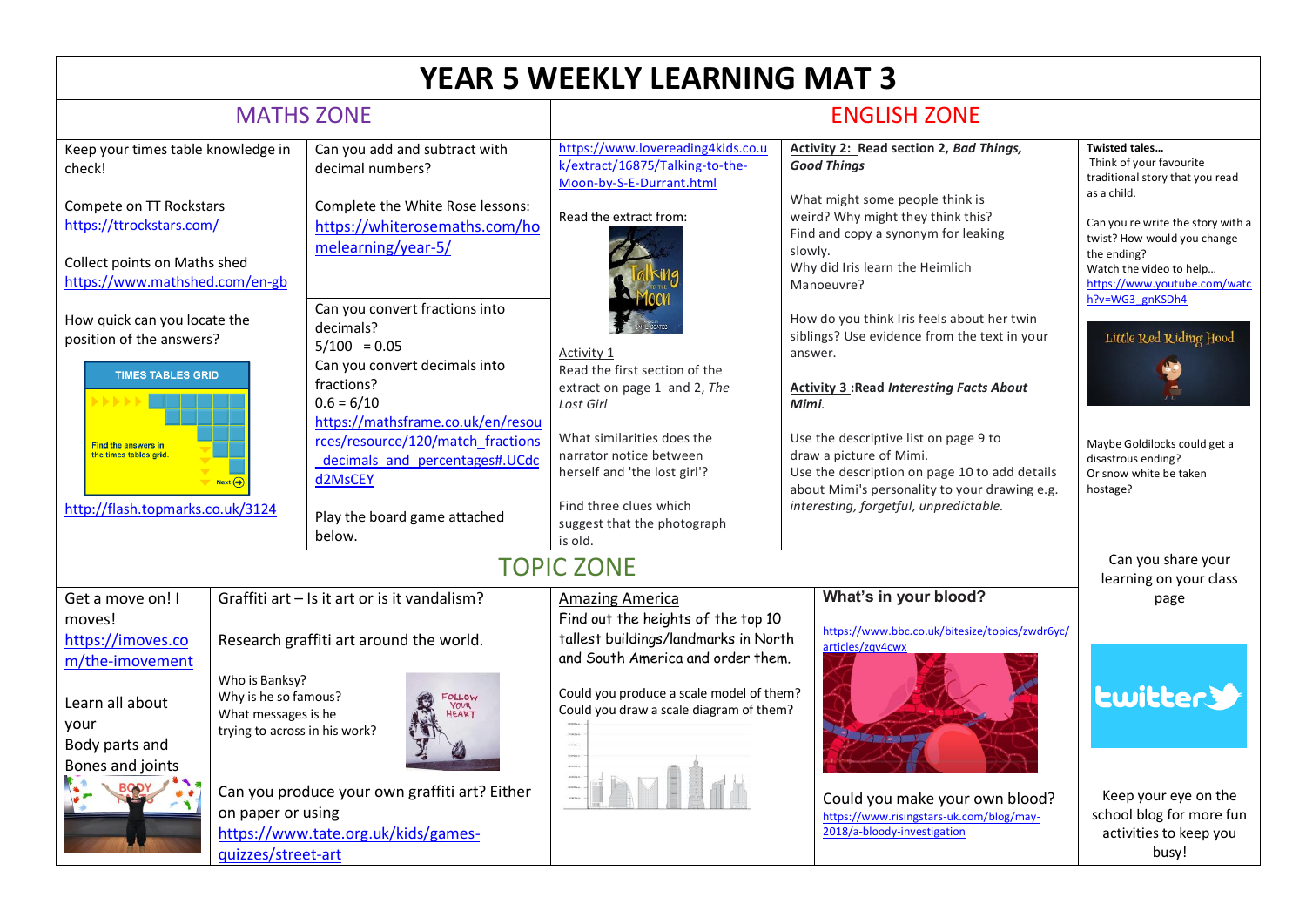# YEAR 5 WEEKLY LEARNING MAT 3

## MATHS ZONE

Keep your times table knowledge in check!

Compete on TT Rockstars
https://ttrockstars.com/

Collect points on Maths shed
https://www.mathshed.com/en-gb

How quick can you locate the position of the answers?

TIMES TABLES GRID

Find the answers in the times tables grid.

Next

http://flash.topmarks.co.uk/3124

Can you add and subtract with decimal numbers?

Complete the White Rose lessons:
https://whiterosemaths.com/homelearning/year-5/

Can you convert fractions into decimals?
5/100 = 0.05
Can you convert decimals into fractions?
0.6 = 6/10
https://mathsframe.co.uk/en/resources/resource/120/match_fractions_decimals_and_percentages#.UCdcd2MsCEY

Play the board game attached below.

## ENGLISH ZONE

https://www.lovereading4kids.co.uk/extract/16875/Talking-to-the-Moon-by-S-E-Durrant.html

Read the extract from:

**Activity 1**
Read the first section of the extract on page 1 and 2, *The Lost Girl*

What similarities does the narrator notice between herself and 'the lost girl'?

Find three clues which suggest that the photograph is old.

**Activity 2: Read section 2, *Bad Things, Good Things***

What might some people think is weird? Why might they think this?
Find and copy a synonym for leaking slowly.
Why did Iris learn the Heimlich Manoeuvre?

How do you think Iris feels about her twin siblings? Use evidence from the text in your answer.

**Activity 3 :Read *Interesting Facts About Mimi*.**

Use the descriptive list on page 9 to draw a picture of Mimi.
Use the description on page 10 to add details about Mimi's personality to your drawing e.g. *interesting, forgetful, unpredictable.*

**Twisted tales…**
Think of your favourite traditional story that you read as a child.

Can you re write the story with a twist? How would you change the ending?
Watch the video to help…
https://www.youtube.com/watch?v=WG3_gnKSDh4

Little Red Riding Hood

Maybe Goldilocks could get a disastrous ending?
Or snow white be taken hostage?

## TOPIC ZONE

Get a move on! I moves!
https://imoves.com/the-imovement

Learn all about your Body parts and Bones and joints

Graffiti art – Is it art or is it vandalism?

Research graffiti art around the world.

Who is Banksy?
Why is he so famous?
What messages is he trying to across in his work?

Can you produce your own graffiti art? Either on paper or using
https://www.tate.org.uk/kids/games-quizzes/street-art

Amazing America
Find out the heights of the top 10 tallest buildings/landmarks in North and South America and order them.

Could you produce a scale model of them?
Could you draw a scale diagram of them?

**What's in your blood?**

https://www.bbc.co.uk/bitesize/topics/zwdr6yc/articles/zqv4cwx

Could you make your own blood?
https://www.risingstars-uk.com/blog/may-2018/a-bloody-investigation

Can you share your learning on your class page

twitter

Keep your eye on the school blog for more fun activities to keep you busy!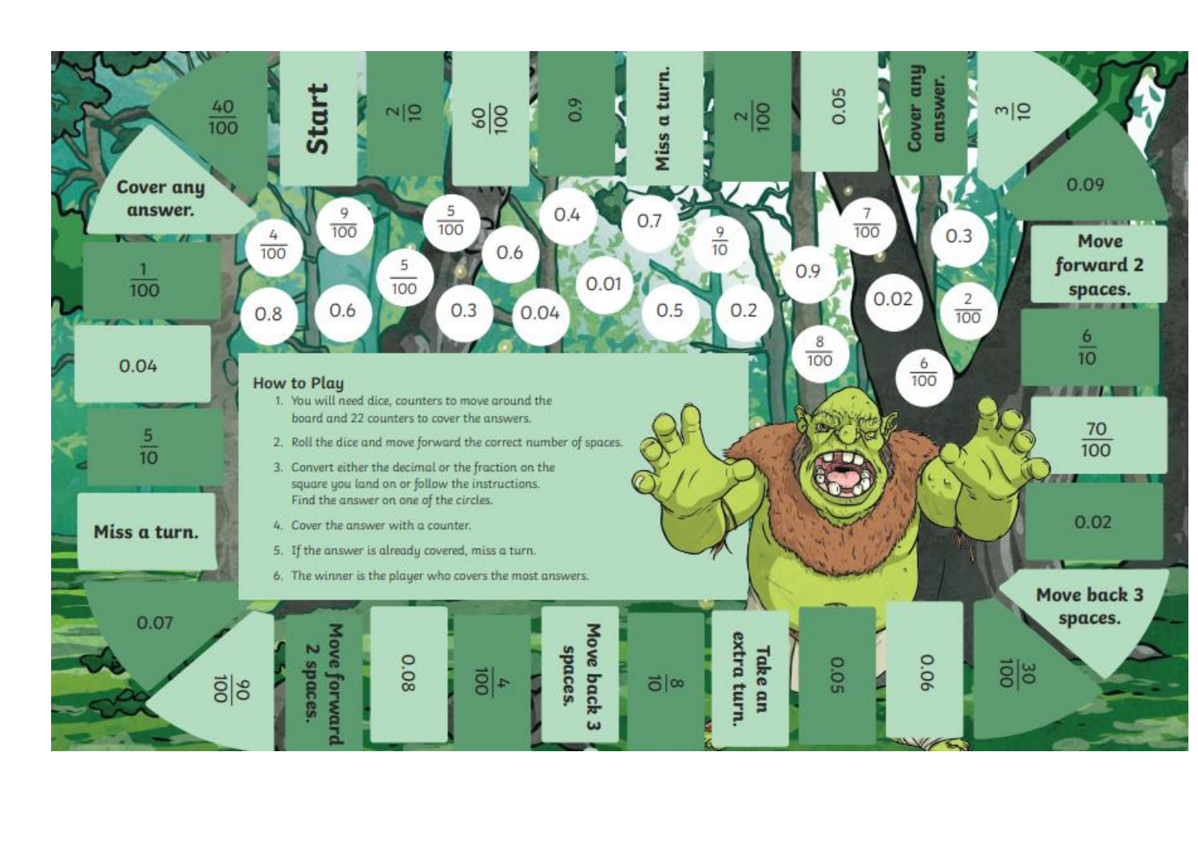Start

$\frac{2}{10}$

$\frac{60}{100}$

0.9

Miss a turn.

$\frac{2}{100}$

0.05

Cover any answer.

$\frac{3}{10}$

0.09

Move forward 2 spaces.

$\frac{6}{10}$

$\frac{70}{100}$

0.02

Move back 3 spaces.

$\frac{30}{100}$

0.06

0.05

Take an extra turn.

$\frac{8}{10}$

Move back 3 spaces.

$\frac{4}{100}$

0.08

Move forward 2 spaces.

$\frac{90}{100}$

0.07

Miss a turn.

$\frac{5}{10}$

0.04

$\frac{1}{100}$

Cover any answer.

$\frac{40}{100}$

$\frac{4}{100}$ | $\frac{9}{100}$ | $\frac{5}{100}$ | 0.4 | 0.7 | $\frac{9}{10}$ | $\frac{7}{100}$ | 0.3

0.6 | $\frac{5}{100}$ | 0.01 | 0.9 | 0.02 | $\frac{2}{100}$

0.8 | 0.6 | 0.3 | 0.04 | 0.5 | 0.2 | $\frac{8}{100}$ | $\frac{6}{100}$

## How to Play

1. You will need dice, counters to move around the board and 22 counters to cover the answers.
2. Roll the dice and move forward the correct number of spaces.
3. Convert either the decimal or the fraction on the square you land on or follow the instructions. Find the answer on one of the circles.
4. Cover the answer with a counter.
5. If the answer is already covered, miss a turn.
6. The winner is the player who covers the most answers.